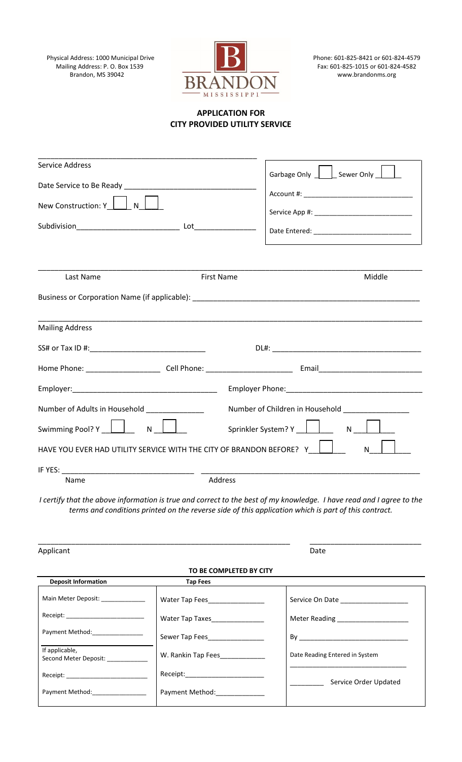Physical Address: 1000 Municipal Drive
Mailing Address: P. O. Box 1539
Brandon, MS 39042

Phone: 601-825-8421 or 601-824-4579
Fax: 601-825-1015 or 601-824-4582
www.brandonms.org

## APPLICATION FOR
## CITY PROVIDED UTILITY SERVICE

Service Address ______________________________

Date Service to Be Ready ______________________________

New Construction: Y ☐ N ☐

Subdivision ______________________ Lot ______________

Garbage Only ☐ Sewer Only ☐

Account #: ______________________________

Service App #: ______________________________

Date Entered: ______________________________

______________________________________________________________

Last Name First Name Middle

Business or Corporation Name (if applicable): ______________________________

______________________________________________________________

Mailing Address

SS# or Tax ID #: ______________________________ DL#: ______________________________

Home Phone: ________________ Cell Phone: ________________ Email ________________

Employer: ______________________________ Employer Phone: ______________________________

Number of Adults in Household ______________ Number of Children in Household ______________

Swimming Pool? Y ☐ N ☐ Sprinkler System? Y ☐ N ☐

HAVE YOU EVER HAD UTILITY SERVICE WITH THE CITY OF BRANDON BEFORE? Y ☐ N ☐

IF YES: ______________________________ ______________________________

Name Address

*I certify that the above information is true and correct to the best of my knowledge. I have read and I agree to the terms and conditions printed on the reverse side of this application which is part of this contract.*

______________________________________________ ______________________________

Applicant Date

**TO BE COMPLETED BY CITY**

| Deposit Information | Tap Fees | |
|---|---|---|
| Main Meter Deposit: ____________ | Water Tap Fees______________ | Service On Date ________________ |
| Receipt: ______________________ | Water Tap Taxes_____________ | Meter Reading __________________ |
| Payment Method:______________ | Sewer Tap Fees______________ | By ___________________________ |
| If applicable, Second Meter Deposit: ___________ | W. Rankin Tap Fees___________ | Date Reading Entered in System ______________________________ |
| Receipt: ______________________ | Receipt:____________________ | ________ Service Order Updated |
| Payment Method:______________ | Payment Method:____________ | |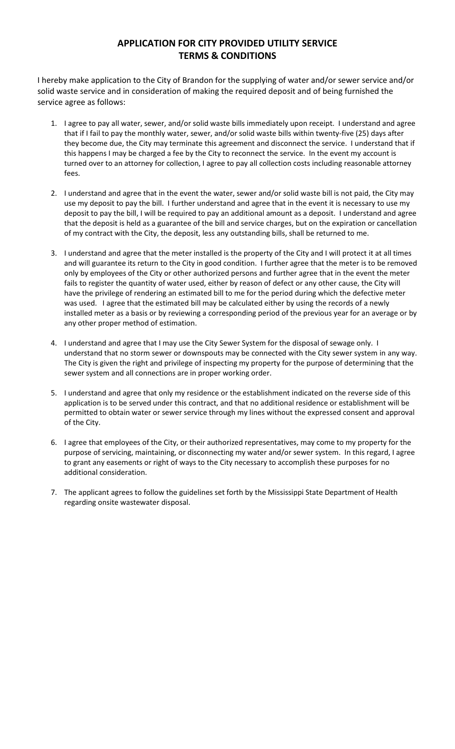# APPLICATION FOR CITY PROVIDED UTILITY SERVICE
# TERMS & CONDITIONS

I hereby make application to the City of Brandon for the supplying of water and/or sewer service and/or solid waste service and in consideration of making the required deposit and of being furnished the service agree as follows:

1. I agree to pay all water, sewer, and/or solid waste bills immediately upon receipt. I understand and agree that if I fail to pay the monthly water, sewer, and/or solid waste bills within twenty-five (25) days after they become due, the City may terminate this agreement and disconnect the service. I understand that if this happens I may be charged a fee by the City to reconnect the service. In the event my account is turned over to an attorney for collection, I agree to pay all collection costs including reasonable attorney fees.

2. I understand and agree that in the event the water, sewer and/or solid waste bill is not paid, the City may use my deposit to pay the bill. I further understand and agree that in the event it is necessary to use my deposit to pay the bill, I will be required to pay an additional amount as a deposit. I understand and agree that the deposit is held as a guarantee of the bill and service charges, but on the expiration or cancellation of my contract with the City, the deposit, less any outstanding bills, shall be returned to me.

3. I understand and agree that the meter installed is the property of the City and I will protect it at all times and will guarantee its return to the City in good condition. I further agree that the meter is to be removed only by employees of the City or other authorized persons and further agree that in the event the meter fails to register the quantity of water used, either by reason of defect or any other cause, the City will have the privilege of rendering an estimated bill to me for the period during which the defective meter was used. I agree that the estimated bill may be calculated either by using the records of a newly installed meter as a basis or by reviewing a corresponding period of the previous year for an average or by any other proper method of estimation.

4. I understand and agree that I may use the City Sewer System for the disposal of sewage only. I understand that no storm sewer or downspouts may be connected with the City sewer system in any way. The City is given the right and privilege of inspecting my property for the purpose of determining that the sewer system and all connections are in proper working order.

5. I understand and agree that only my residence or the establishment indicated on the reverse side of this application is to be served under this contract, and that no additional residence or establishment will be permitted to obtain water or sewer service through my lines without the expressed consent and approval of the City.

6. I agree that employees of the City, or their authorized representatives, may come to my property for the purpose of servicing, maintaining, or disconnecting my water and/or sewer system. In this regard, I agree to grant any easements or right of ways to the City necessary to accomplish these purposes for no additional consideration.

7. The applicant agrees to follow the guidelines set forth by the Mississippi State Department of Health regarding onsite wastewater disposal.